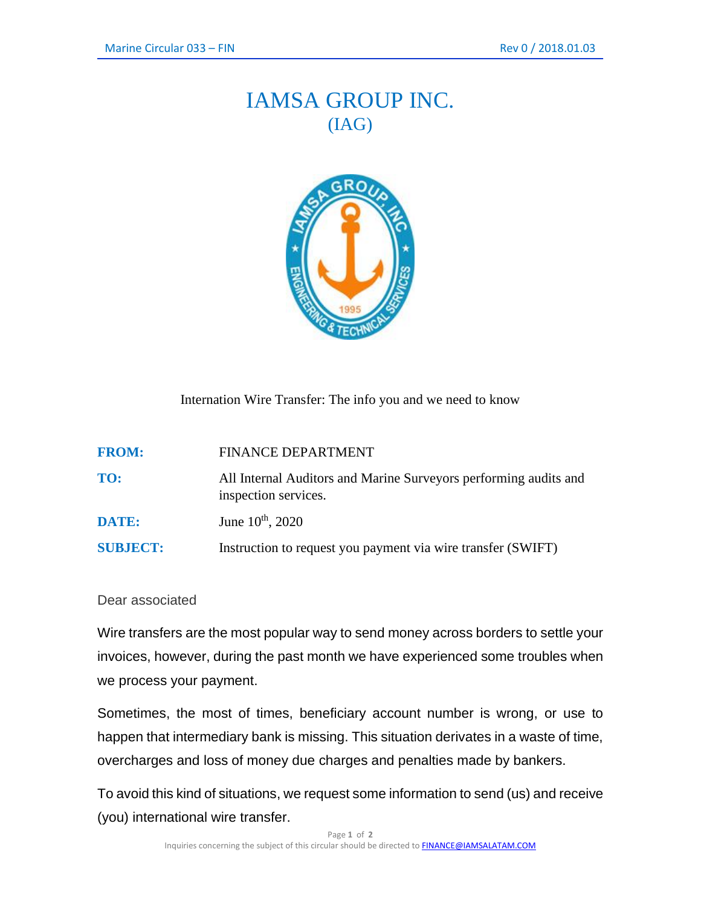# IAMSA GROUP INC.
## (IAG)

International Wire Transfer: The info you and we need to know

| | |
|---|---|
| **FROM:** | FINANCE DEPARTMENT |
| **TO:** | All Internal Auditors and Marine Surveyors performing audits and inspection services. |
| **DATE:** | June 10th, 2020 |
| **SUBJECT:** | Instruction to request you payment via wire transfer (SWIFT) |

Dear associated

Wire transfers are the most popular way to send money across borders to settle your invoices, however, during the past month we have experienced some troubles when we process your payment.

Sometimes, the most of times, beneficiary account number is wrong, or use to happen that intermediary bank is missing. This situation derivates in a waste of time, overcharges and loss of money due charges and penalties made by bankers.

To avoid this kind of situations, we request some information to send (us) and receive (you) international wire transfer.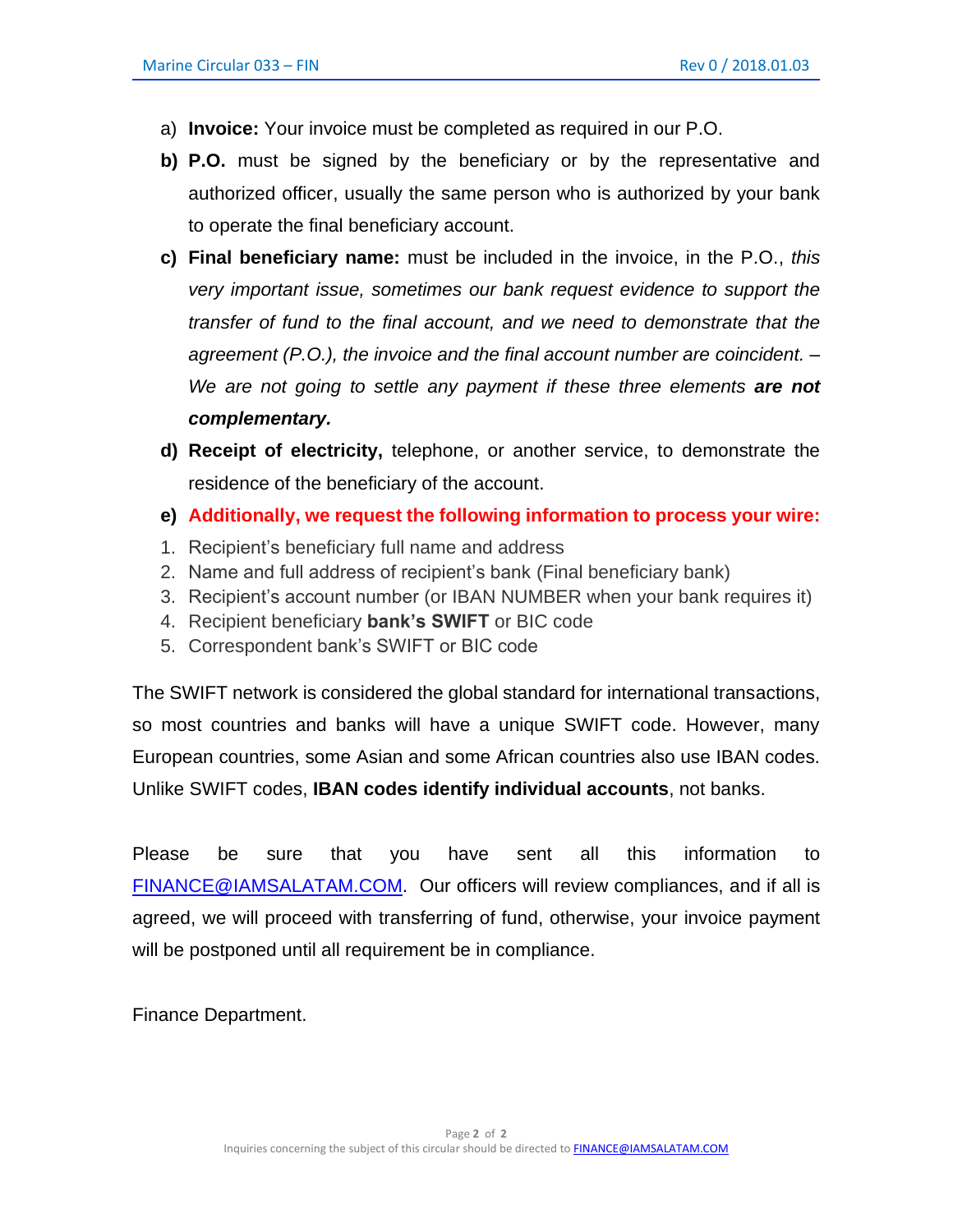a) **Invoice:** Your invoice must be completed as required in our P.O.

b) **P.O.** must be signed by the beneficiary or by the representative and authorized officer, usually the same person who is authorized by your bank to operate the final beneficiary account.

c) **Final beneficiary name:** must be included in the invoice, in the P.O., *this very important issue, sometimes our bank request evidence to support the transfer of fund to the final account, and we need to demonstrate that the agreement (P.O.), the invoice and the final account number are coincident. – We are not going to settle any payment if these three elements **are not complementary.***

d) **Receipt of electricity,** telephone, or another service, to demonstrate the residence of the beneficiary of the account.

e) **Additionally, we request the following information to process your wire:**

1. Recipient's beneficiary full name and address
2. Name and full address of recipient's bank (Final beneficiary bank)
3. Recipient's account number (or IBAN NUMBER when your bank requires it)
4. Recipient beneficiary **bank's SWIFT** or BIC code
5. Correspondent bank's SWIFT or BIC code

The SWIFT network is considered the global standard for international transactions, so most countries and banks will have a unique SWIFT code. However, many European countries, some Asian and some African countries also use IBAN codes. Unlike SWIFT codes, **IBAN codes identify individual accounts**, not banks.

Please be sure that you have sent all this information to FINANCE@IAMSALATAM.COM. Our officers will review compliances, and if all is agreed, we will proceed with transferring of fund, otherwise, your invoice payment will be postponed until all requirement be in compliance.

Finance Department.